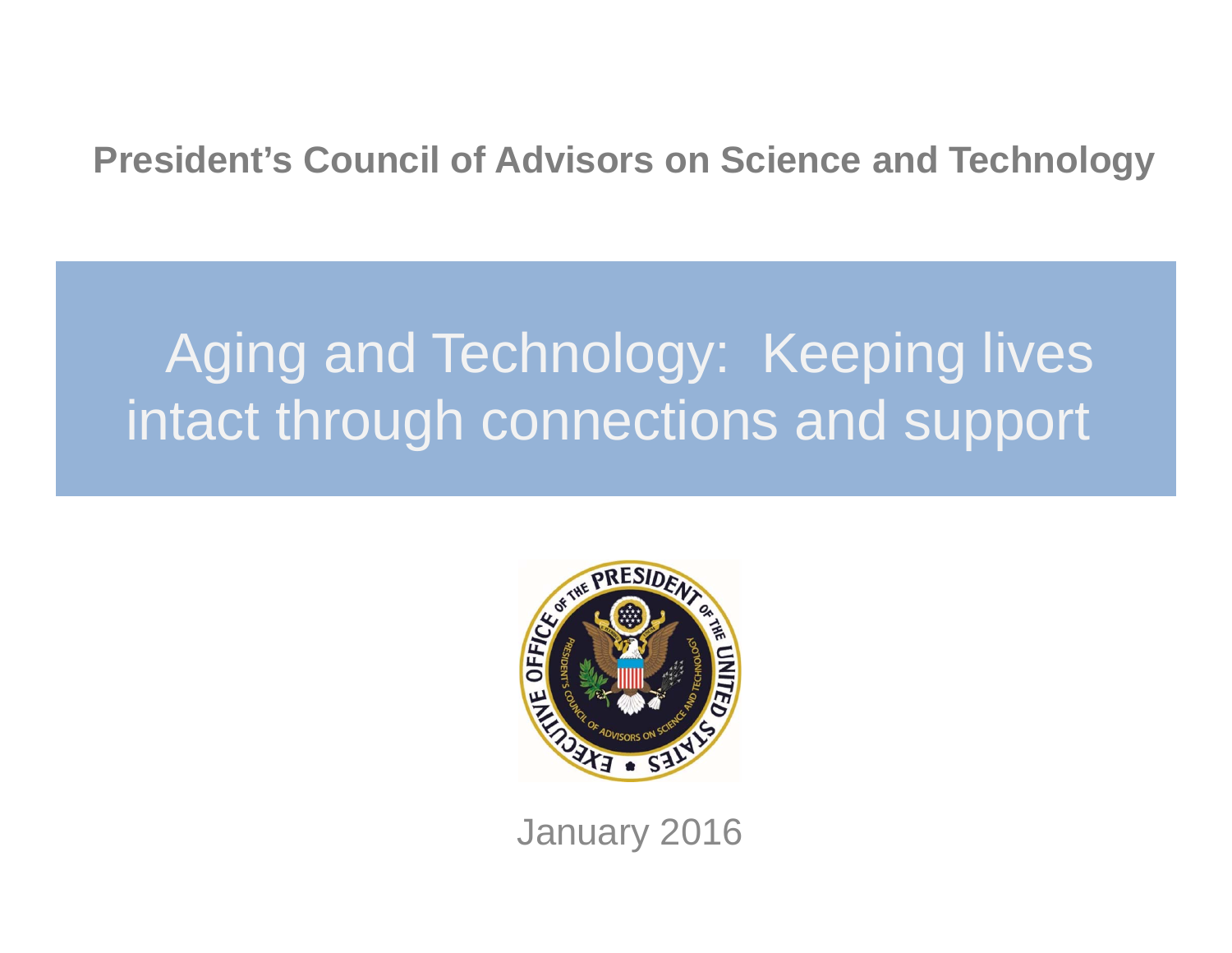**President's Council of Advisors on Science and Technology**

# Aging and Technology: Keeping lives intact through connections and support

January 2016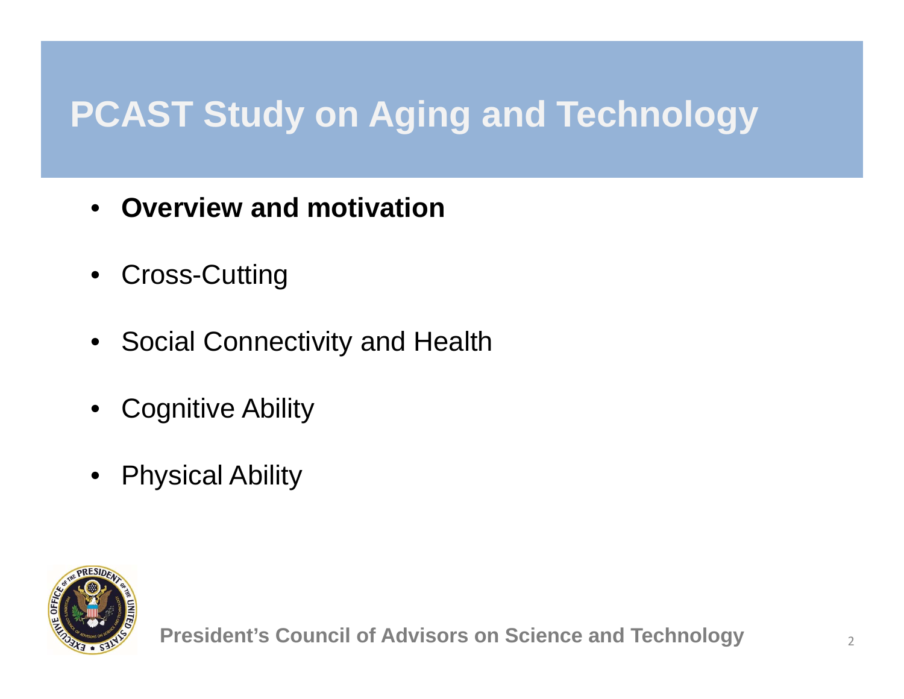# PCAST Study on Aging and Technology

- **Overview and motivation**
- Cross-Cutting
- Social Connectivity and Health
- Cognitive Ability
- Physical Ability

President's Council of Advisors on Science and Technology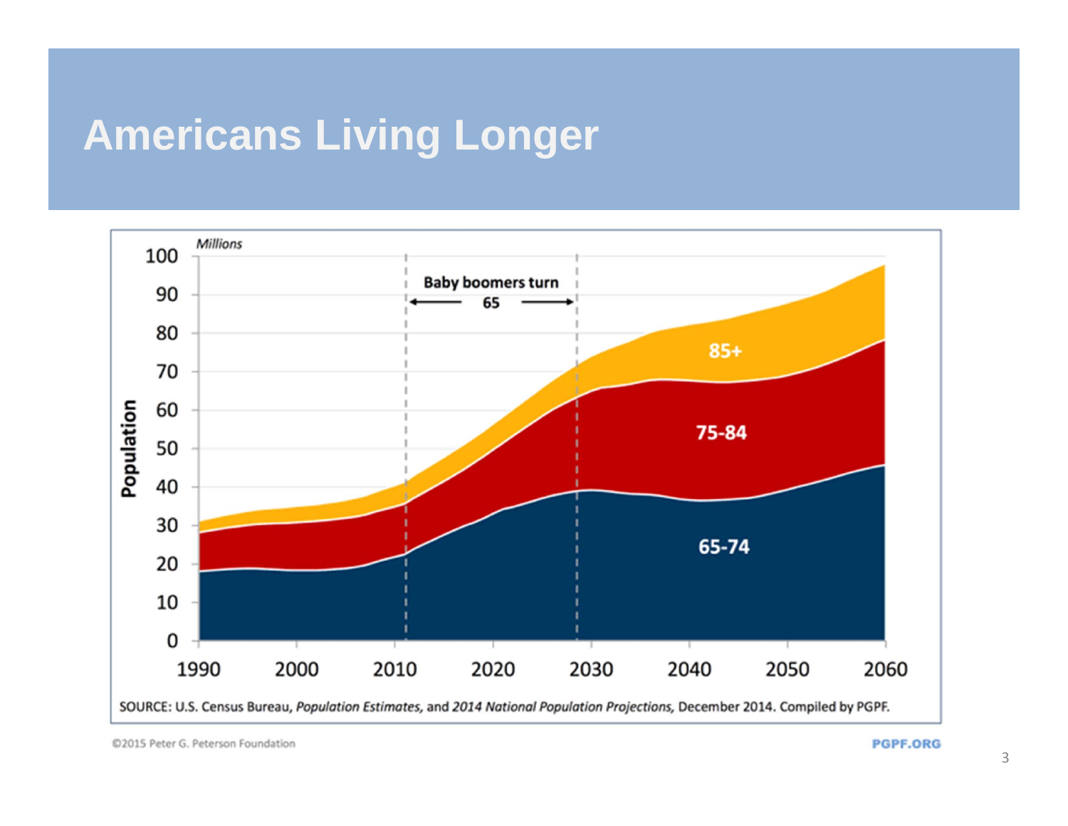# Americans Living Longer

Millions

Population

Baby boomers turn 65

85+

75-84

65-74

SOURCE: U.S. Census Bureau, *Population Estimates*, and *2014 National Population Projections*, December 2014. Compiled by PGPF.

©2015 Peter G. Peterson Foundation

PGPF.ORG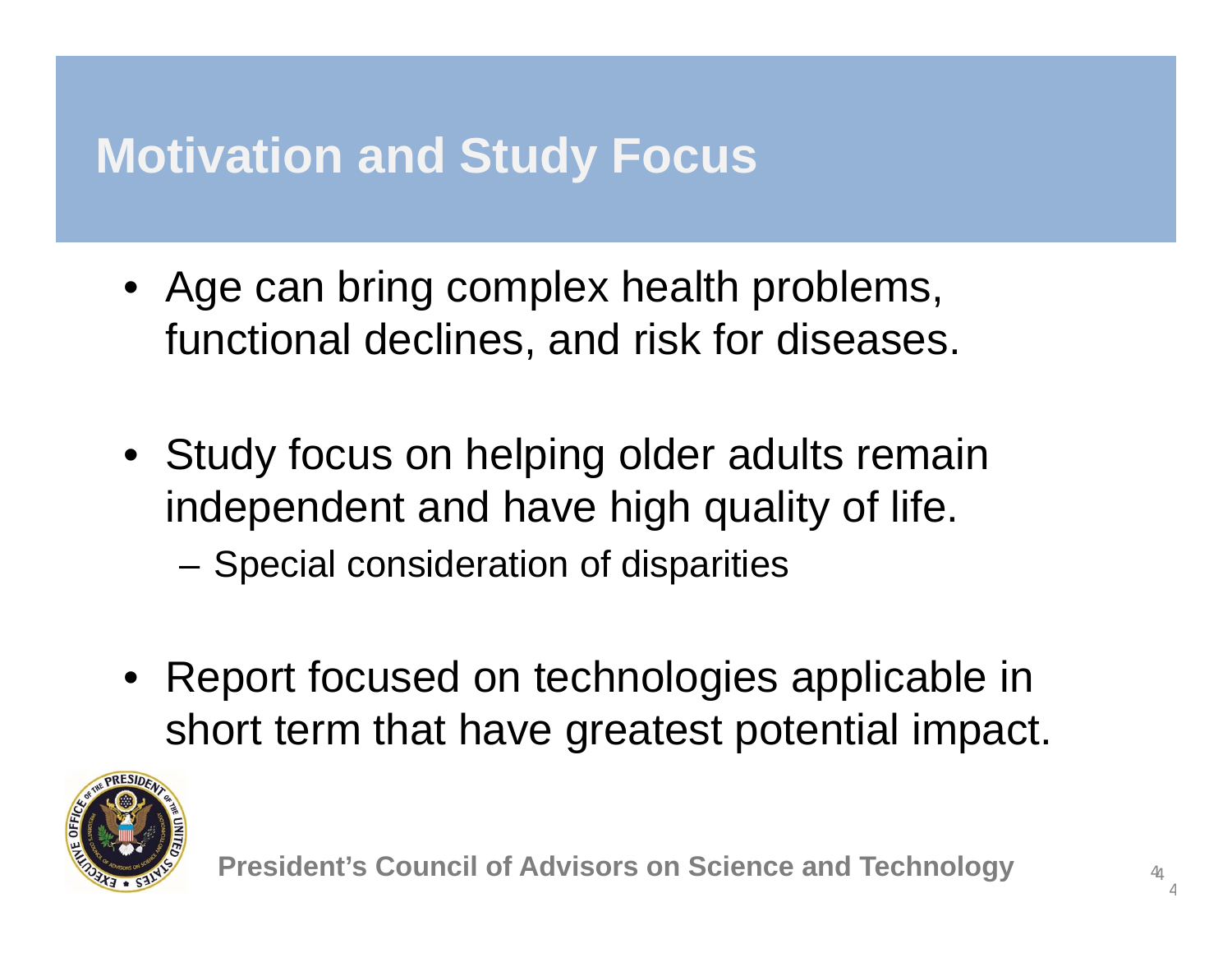# Motivation and Study Focus

- Age can bring complex health problems, functional declines, and risk for diseases.
- Study focus on helping older adults remain independent and have high quality of life.
  - Special consideration of disparities
- Report focused on technologies applicable in short term that have greatest potential impact.

President's Council of Advisors on Science and Technology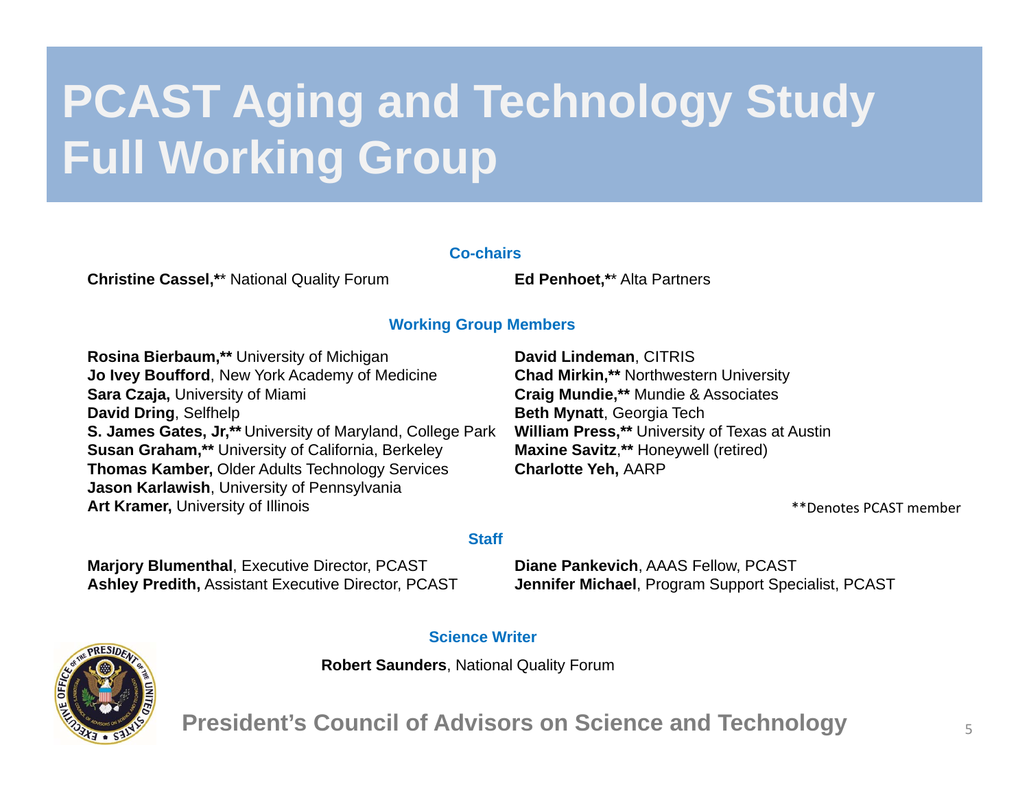# PCAST Aging and Technology Study Full Working Group

## Co-chairs

**Christine Cassel,**** National Quality Forum

**Ed Penhoet,**** Alta Partners

## Working Group Members

**Rosina Bierbaum,**** University of Michigan
**Jo Ivey Boufford**, New York Academy of Medicine
**Sara Czaja,** University of Miami
**David Dring**, Selfhelp
**S. James Gates, Jr,**** University of Maryland, College Park
**Susan Graham,**** University of California, Berkeley
**Thomas Kamber,** Older Adults Technology Services
**Jason Karlawish**, University of Pennsylvania
**Art Kramer,** University of Illinois

**David Lindeman**, CITRIS
**Chad Mirkin,**** Northwestern University
**Craig Mundie,**** Mundie & Associates
**Beth Mynatt**, Georgia Tech
**William Press,**** University of Texas at Austin
**Maxine Savitz**,** Honeywell (retired)
**Charlotte Yeh,** AARP

**Denotes PCAST member

## Staff

**Marjory Blumenthal**, Executive Director, PCAST
**Ashley Predith,** Assistant Executive Director, PCAST

**Diane Pankevich**, AAAS Fellow, PCAST
**Jennifer Michael**, Program Support Specialist, PCAST

## Science Writer

**Robert Saunders**, National Quality Forum

President's Council of Advisors on Science and Technology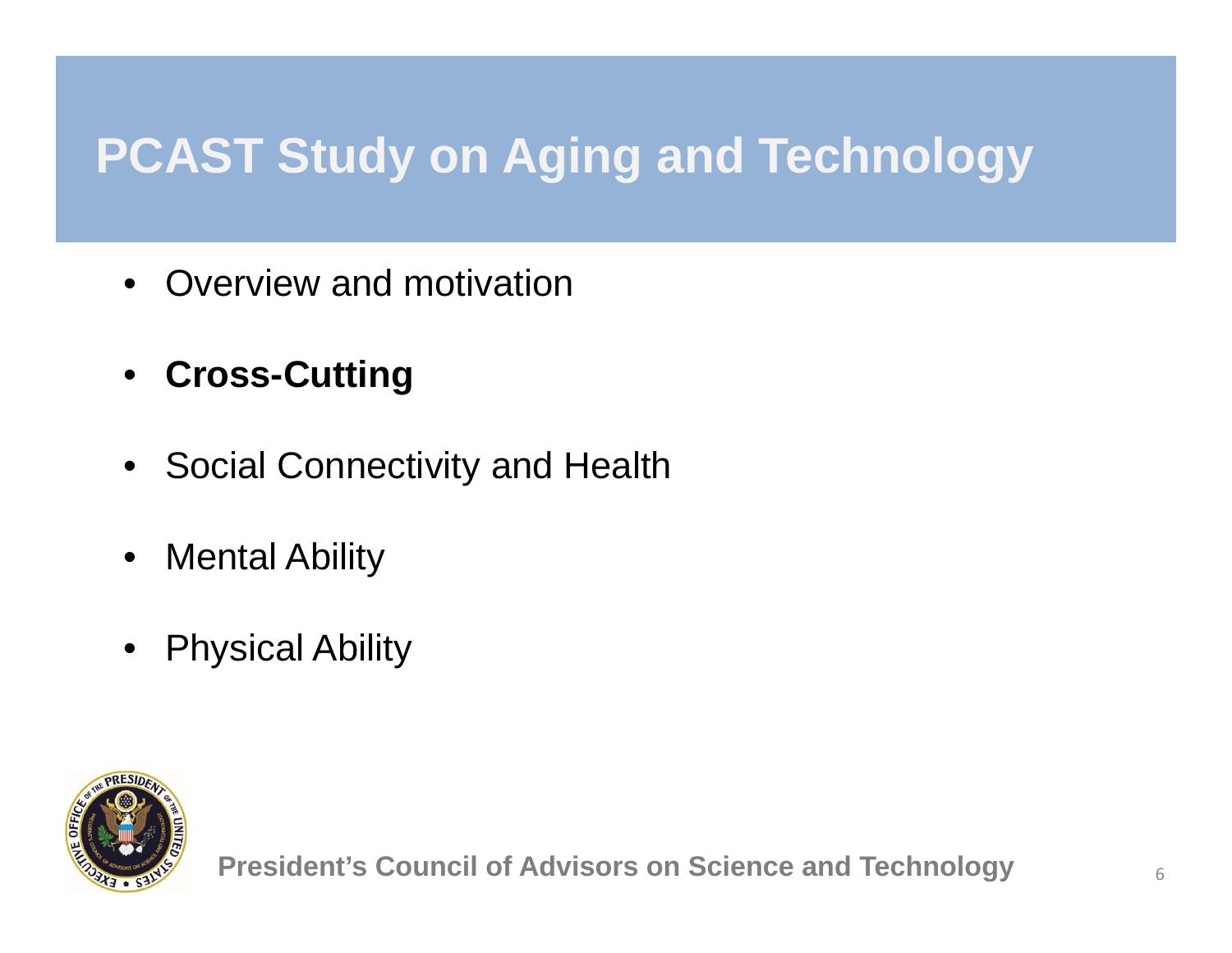# PCAST Study on Aging and Technology

- Overview and motivation
- **Cross-Cutting**
- Social Connectivity and Health
- Mental Ability
- Physical Ability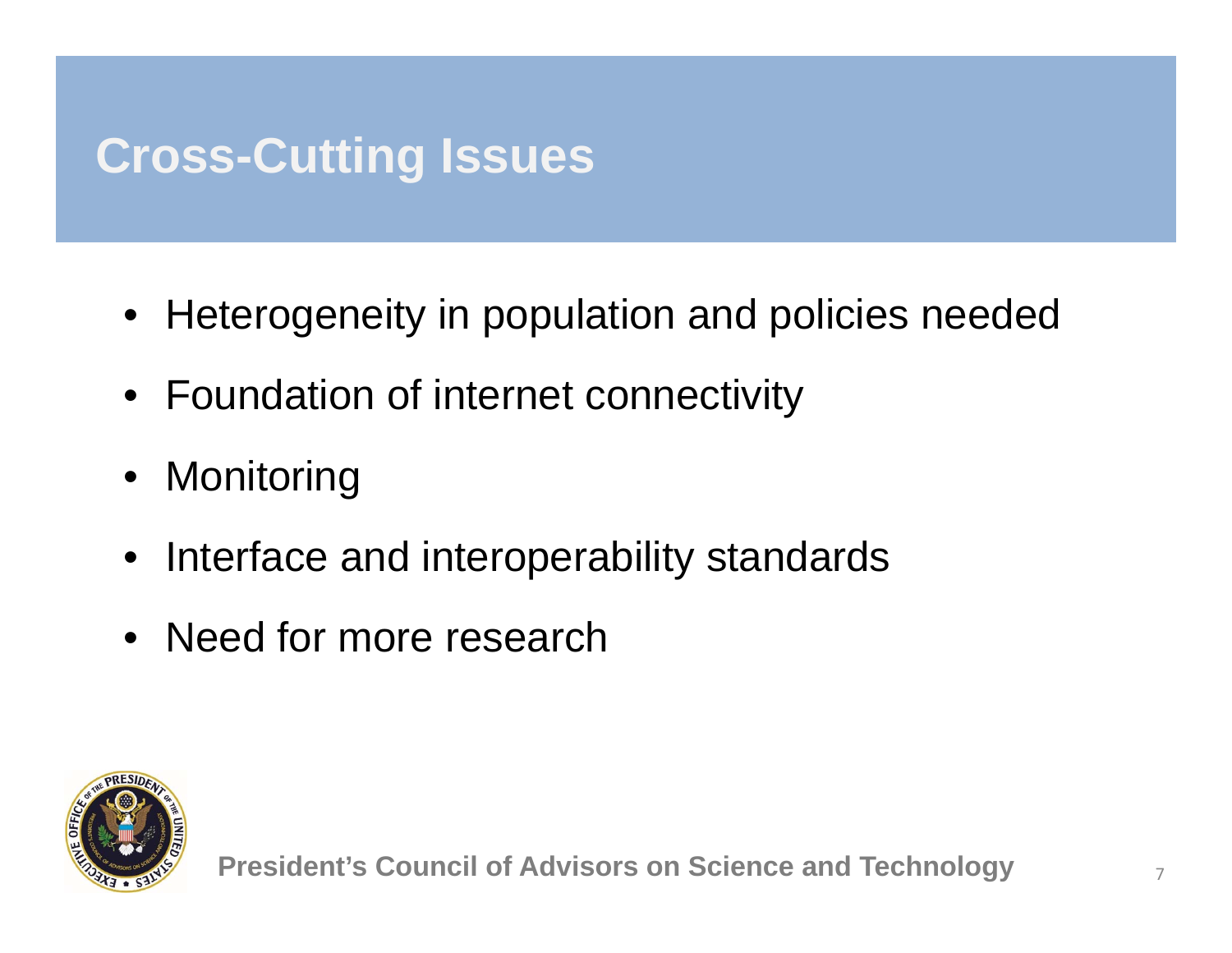# Cross-Cutting Issues

- Heterogeneity in population and policies needed
- Foundation of internet connectivity
- Monitoring
- Interface and interoperability standards
- Need for more research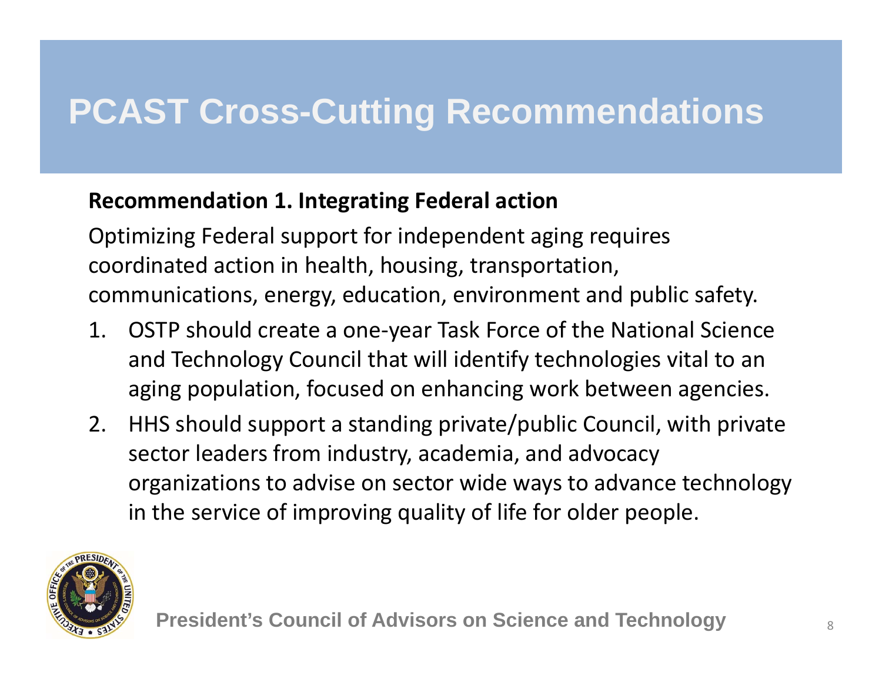# PCAST Cross-Cutting Recommendations

**Recommendation 1. Integrating Federal action**

Optimizing Federal support for independent aging requires coordinated action in health, housing, transportation, communications, energy, education, environment and public safety.

1. OSTP should create a one-year Task Force of the National Science and Technology Council that will identify technologies vital to an aging population, focused on enhancing work between agencies.
2. HHS should support a standing private/public Council, with private sector leaders from industry, academia, and advocacy organizations to advise on sector wide ways to advance technology in the service of improving quality of life for older people.

President's Council of Advisors on Science and Technology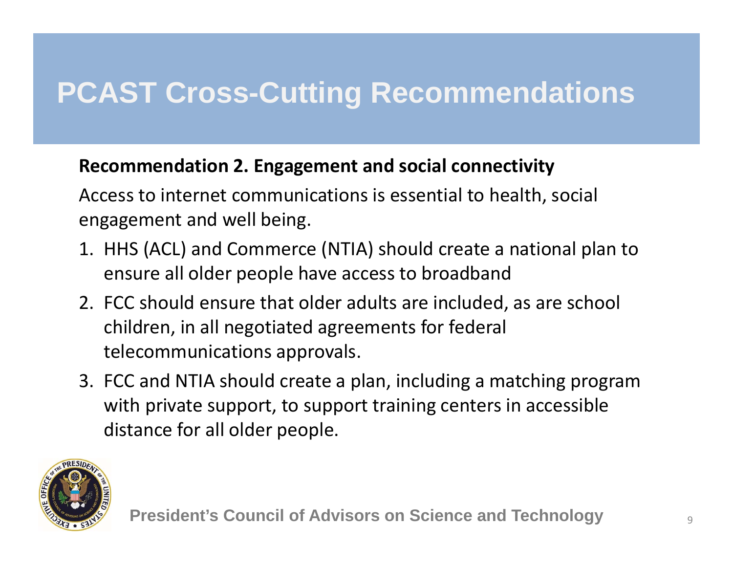# PCAST Cross-Cutting Recommendations

**Recommendation 2. Engagement and social connectivity**

Access to internet communications is essential to health, social engagement and well being.

1. HHS (ACL) and Commerce (NTIA) should create a national plan to ensure all older people have access to broadband
2. FCC should ensure that older adults are included, as are school children, in all negotiated agreements for federal telecommunications approvals.
3. FCC and NTIA should create a plan, including a matching program with private support, to support training centers in accessible distance for all older people.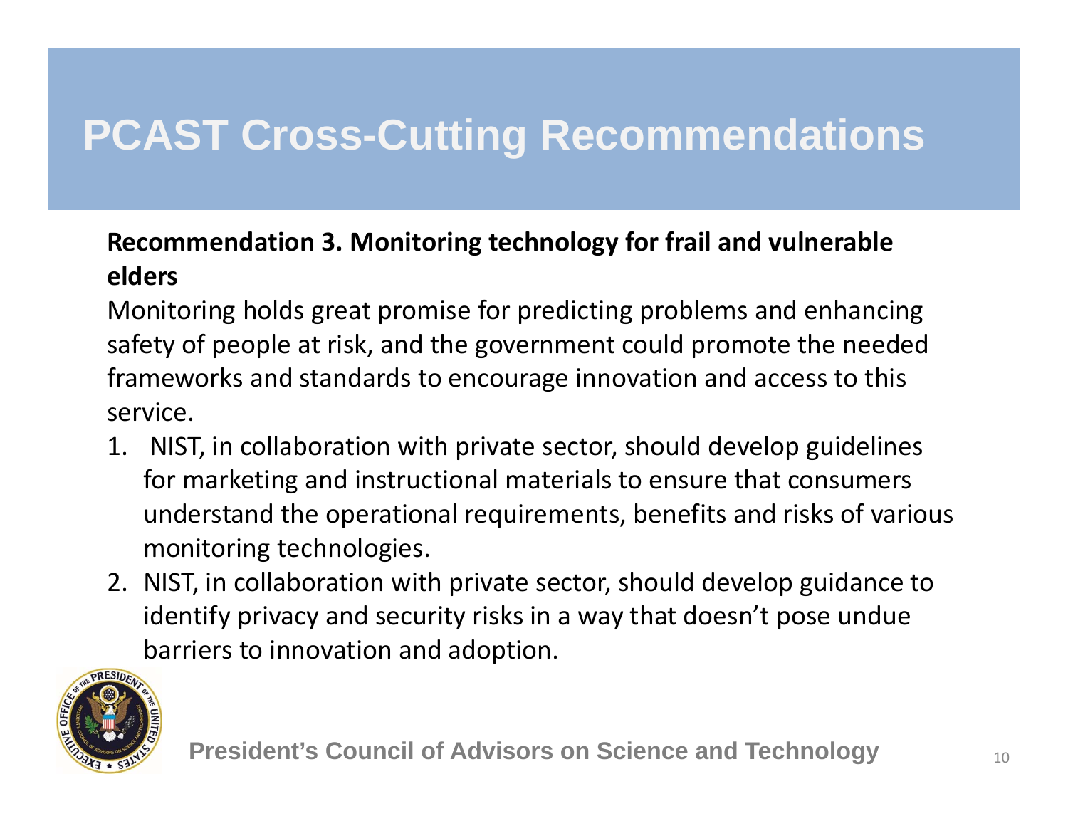# PCAST Cross-Cutting Recommendations

**Recommendation 3. Monitoring technology for frail and vulnerable elders**

Monitoring holds great promise for predicting problems and enhancing safety of people at risk, and the government could promote the needed frameworks and standards to encourage innovation and access to this service.

1. NIST, in collaboration with private sector, should develop guidelines for marketing and instructional materials to ensure that consumers understand the operational requirements, benefits and risks of various monitoring technologies.
2. NIST, in collaboration with private sector, should develop guidance to identify privacy and security risks in a way that doesn't pose undue barriers to innovation and adoption.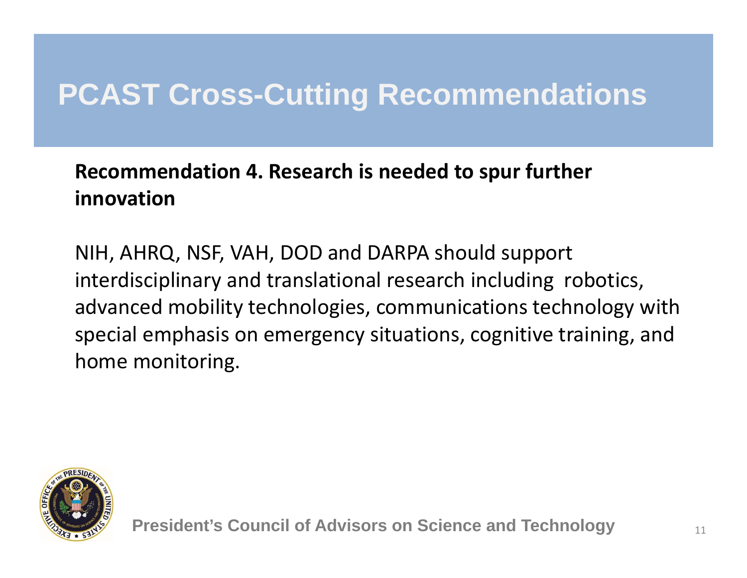# PCAST Cross-Cutting Recommendations

**Recommendation 4. Research is needed to spur further innovation**

NIH, AHRQ, NSF, VAH, DOD and DARPA should support interdisciplinary and translational research including robotics, advanced mobility technologies, communications technology with special emphasis on emergency situations, cognitive training, and home monitoring.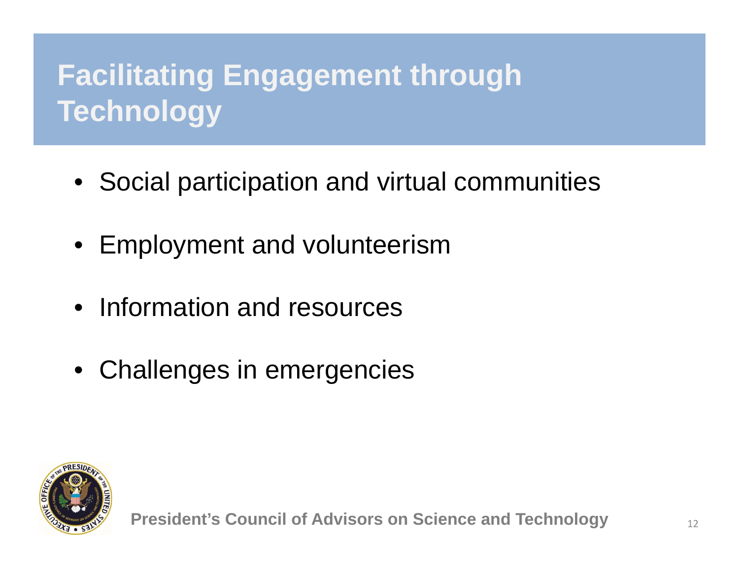# Facilitating Engagement through Technology

- Social participation and virtual communities
- Employment and volunteerism
- Information and resources
- Challenges in emergencies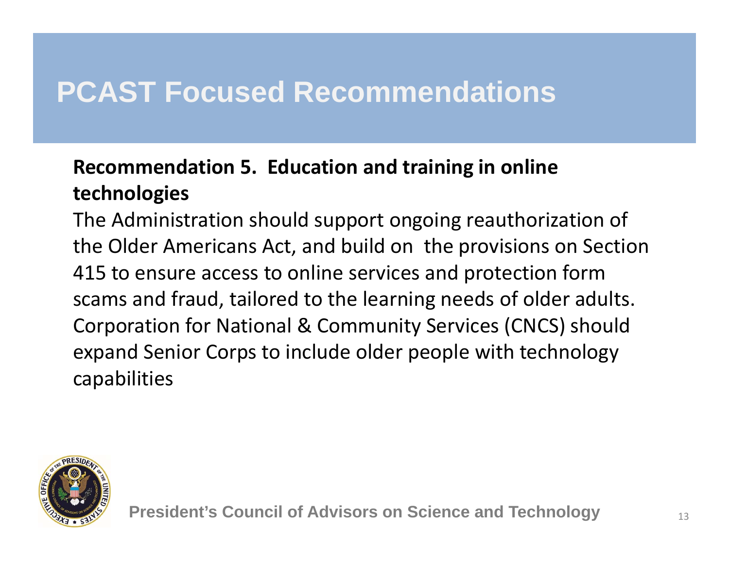# PCAST Focused Recommendations

**Recommendation 5. Education and training in online technologies**

The Administration should support ongoing reauthorization of the Older Americans Act, and build on the provisions on Section 415 to ensure access to online services and protection form scams and fraud, tailored to the learning needs of older adults. Corporation for National & Community Services (CNCS) should expand Senior Corps to include older people with technology capabilities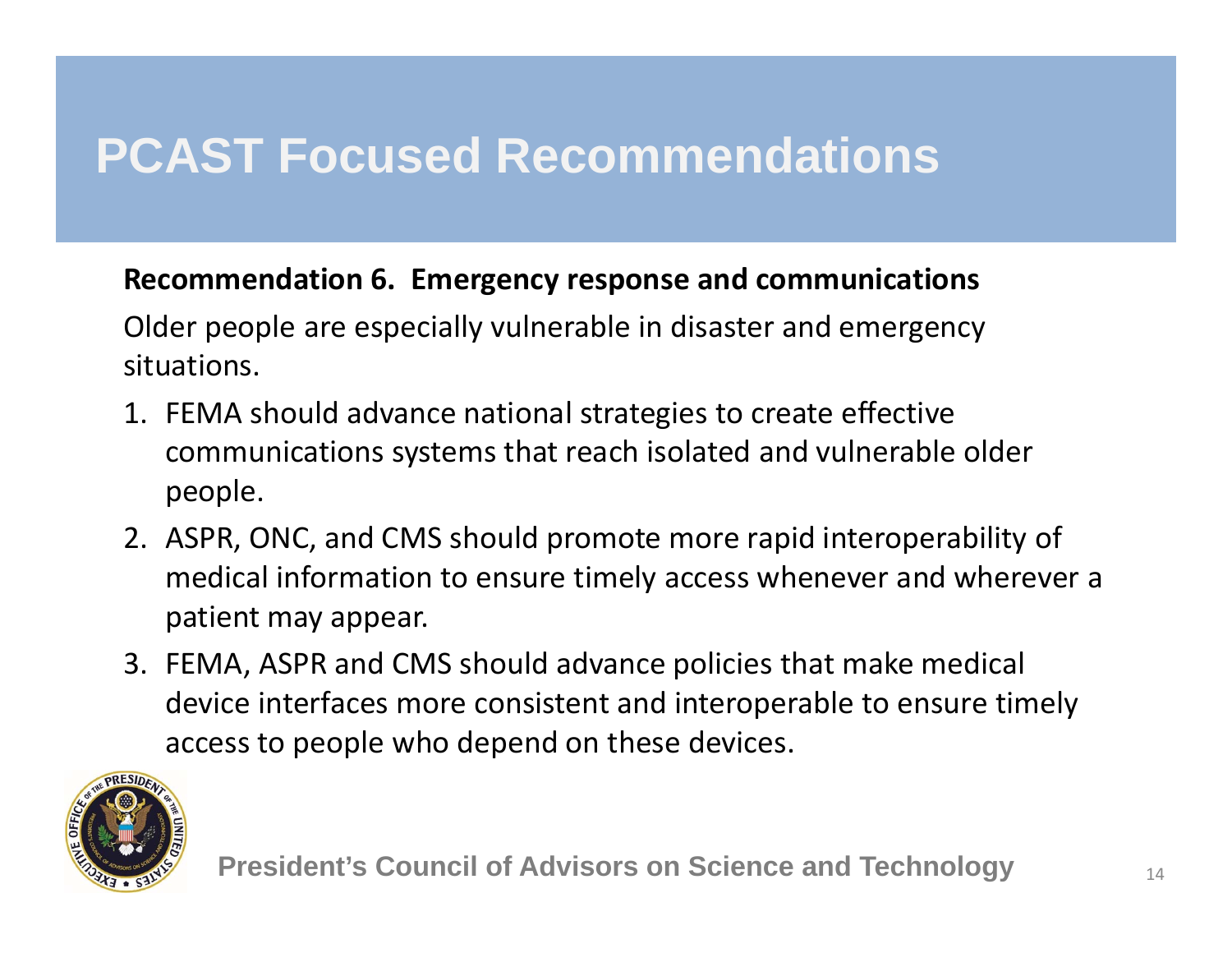# PCAST Focused Recommendations

**Recommendation 6. Emergency response and communications**

Older people are especially vulnerable in disaster and emergency situations.

1. FEMA should advance national strategies to create effective communications systems that reach isolated and vulnerable older people.
2. ASPR, ONC, and CMS should promote more rapid interoperability of medical information to ensure timely access whenever and wherever a patient may appear.
3. FEMA, ASPR and CMS should advance policies that make medical device interfaces more consistent and interoperable to ensure timely access to people who depend on these devices.

President's Council of Advisors on Science and Technology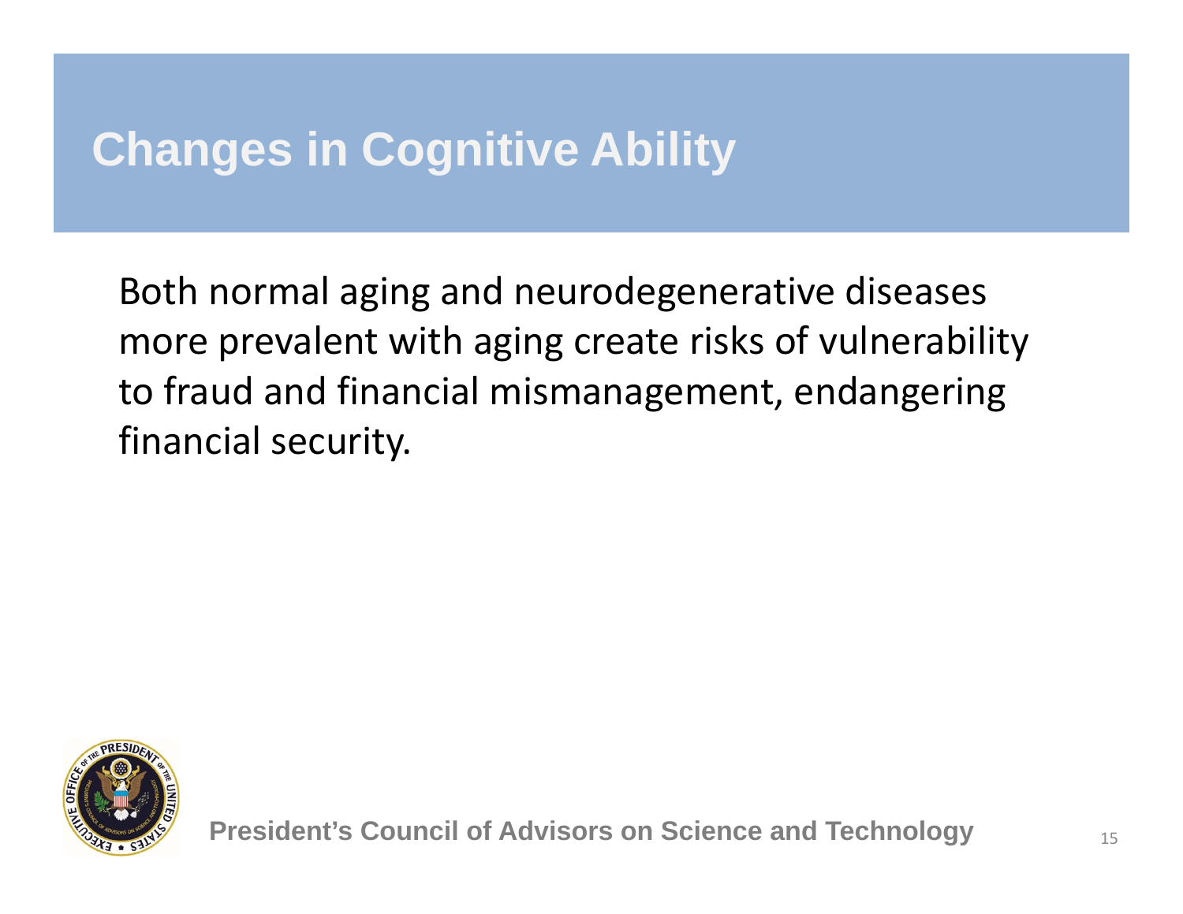# Changes in Cognitive Ability

Both normal aging and neurodegenerative diseases more prevalent with aging create risks of vulnerability to fraud and financial mismanagement, endangering financial security.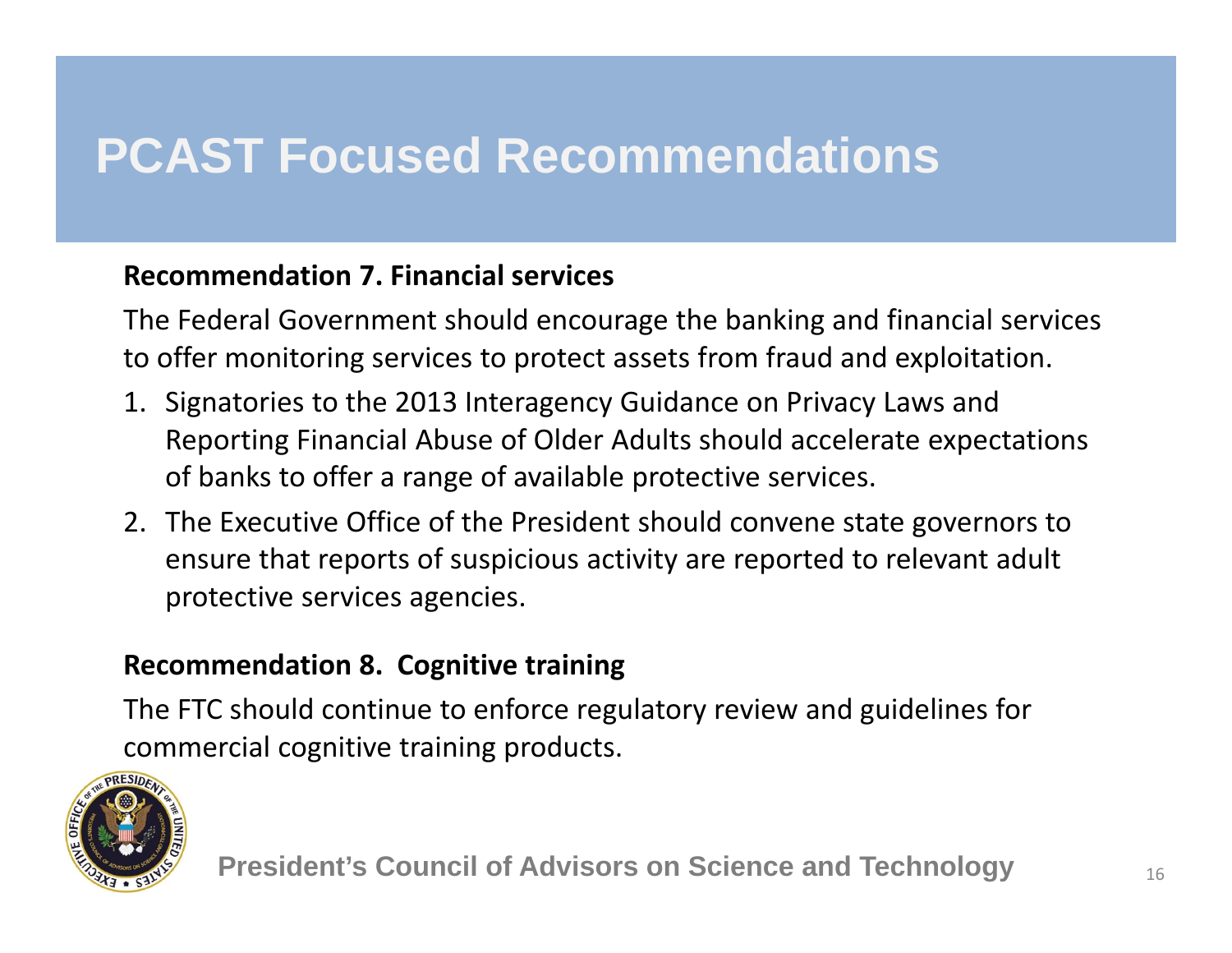# PCAST Focused Recommendations

**Recommendation 7. Financial services**

The Federal Government should encourage the banking and financial services to offer monitoring services to protect assets from fraud and exploitation.

1. Signatories to the 2013 Interagency Guidance on Privacy Laws and Reporting Financial Abuse of Older Adults should accelerate expectations of banks to offer a range of available protective services.
2. The Executive Office of the President should convene state governors to ensure that reports of suspicious activity are reported to relevant adult protective services agencies.

**Recommendation 8. Cognitive training**

The FTC should continue to enforce regulatory review and guidelines for commercial cognitive training products.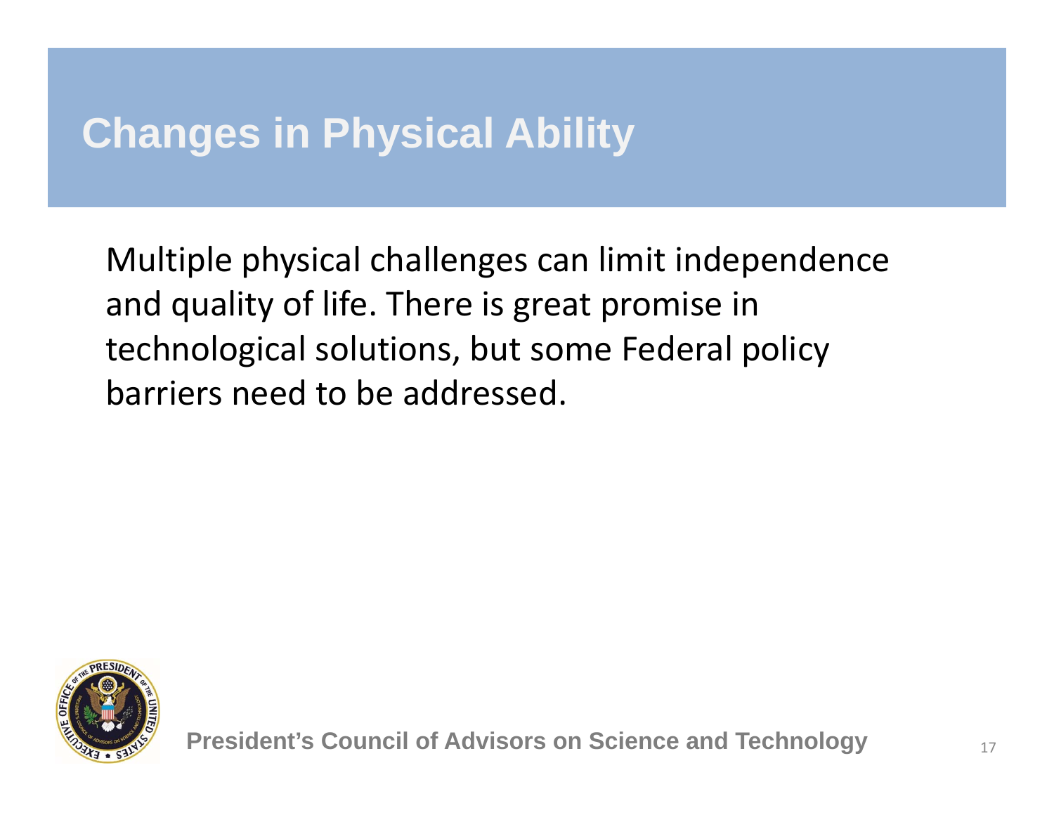# Changes in Physical Ability

Multiple physical challenges can limit independence and quality of life. There is great promise in technological solutions, but some Federal policy barriers need to be addressed.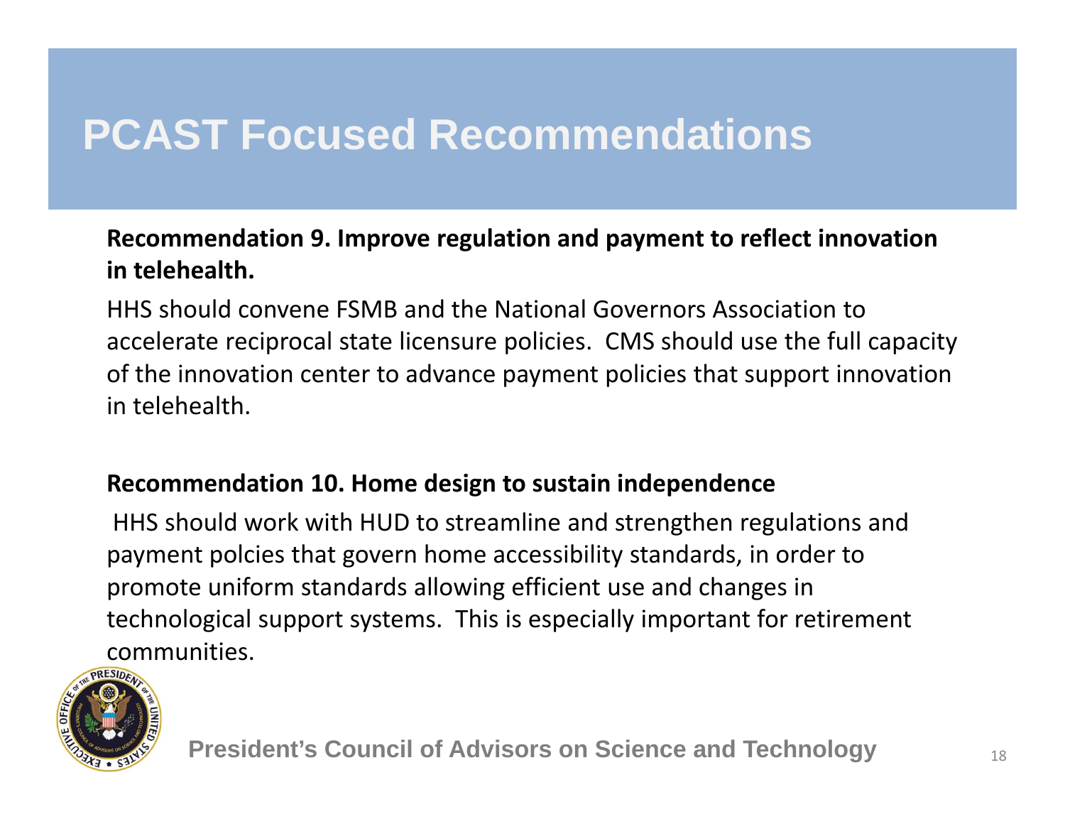# PCAST Focused Recommendations

**Recommendation 9. Improve regulation and payment to reflect innovation in telehealth.**

HHS should convene FSMB and the National Governors Association to accelerate reciprocal state licensure policies. CMS should use the full capacity of the innovation center to advance payment policies that support innovation in telehealth.

**Recommendation 10. Home design to sustain independence**

HHS should work with HUD to streamline and strengthen regulations and payment polcies that govern home accessibility standards, in order to promote uniform standards allowing efficient use and changes in technological support systems. This is especially important for retirement communities.

President's Council of Advisors on Science and Technology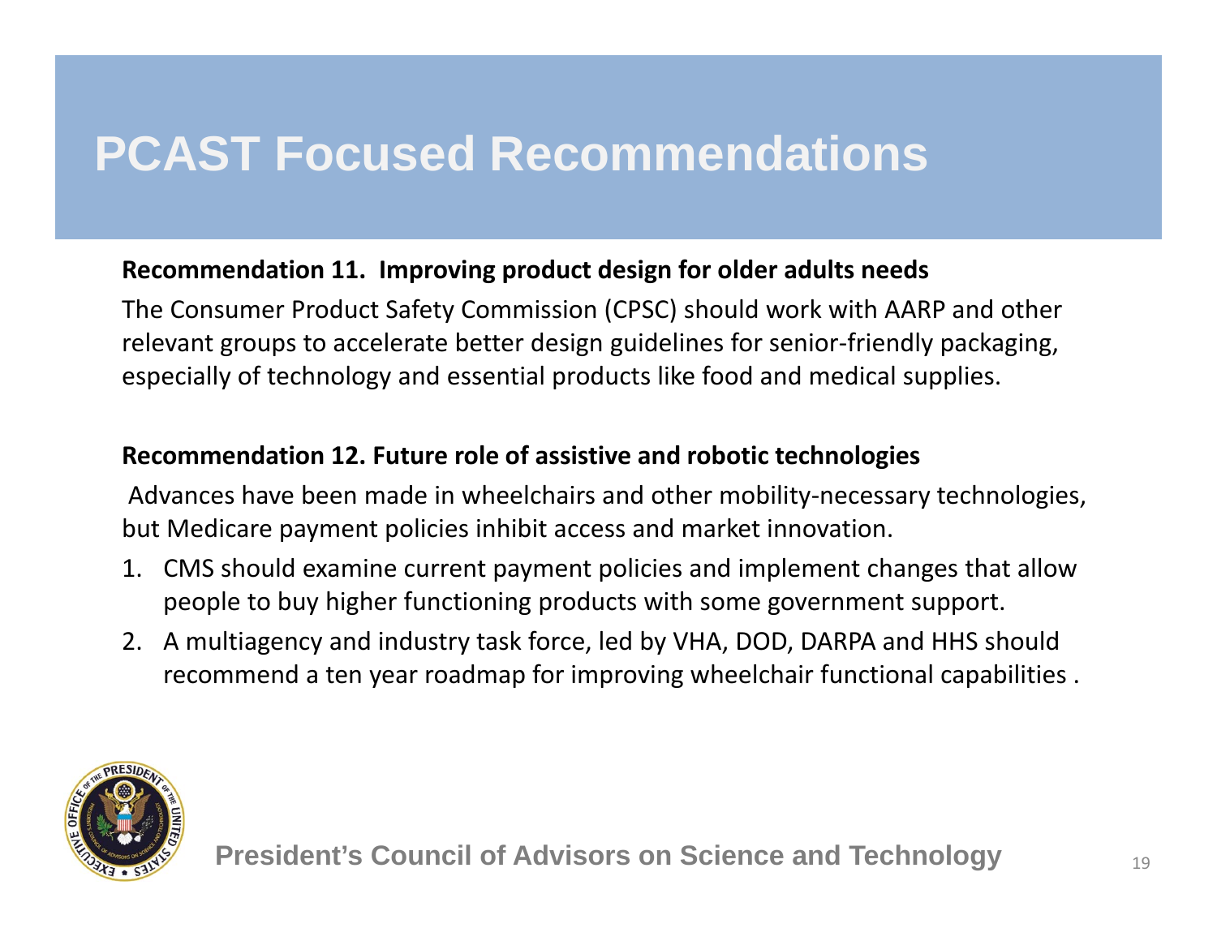# PCAST Focused Recommendations

**Recommendation 11. Improving product design for older adults needs**

The Consumer Product Safety Commission (CPSC) should work with AARP and other relevant groups to accelerate better design guidelines for senior-friendly packaging, especially of technology and essential products like food and medical supplies.

**Recommendation 12. Future role of assistive and robotic technologies**

Advances have been made in wheelchairs and other mobility-necessary technologies, but Medicare payment policies inhibit access and market innovation.

1. CMS should examine current payment policies and implement changes that allow people to buy higher functioning products with some government support.
2. A multiagency and industry task force, led by VHA, DOD, DARPA and HHS should recommend a ten year roadmap for improving wheelchair functional capabilities .

President's Council of Advisors on Science and Technology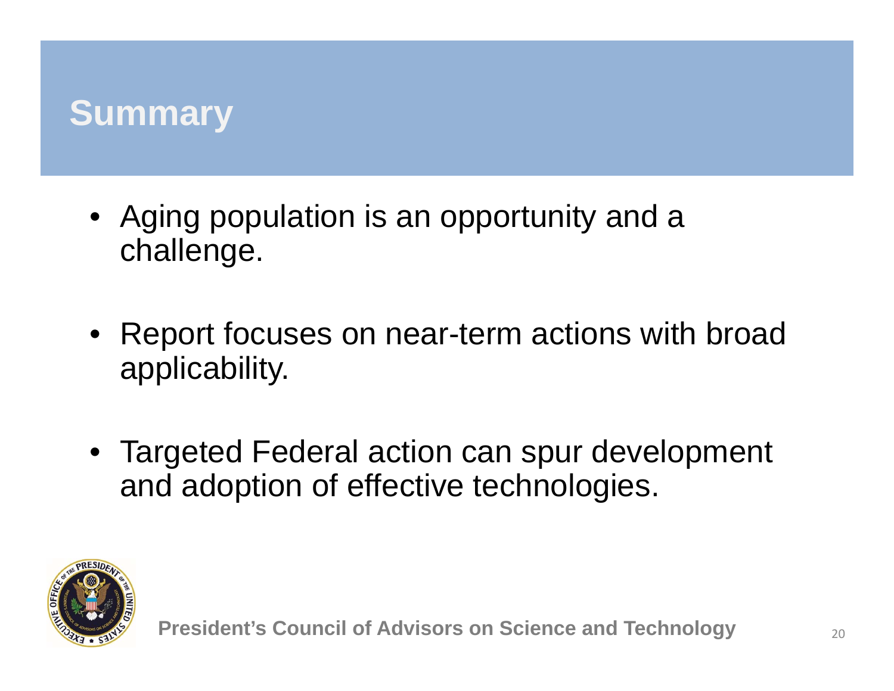# Summary

- Aging population is an opportunity and a challenge.
- Report focuses on near-term actions with broad applicability.
- Targeted Federal action can spur development and adoption of effective technologies.

President's Council of Advisors on Science and Technology